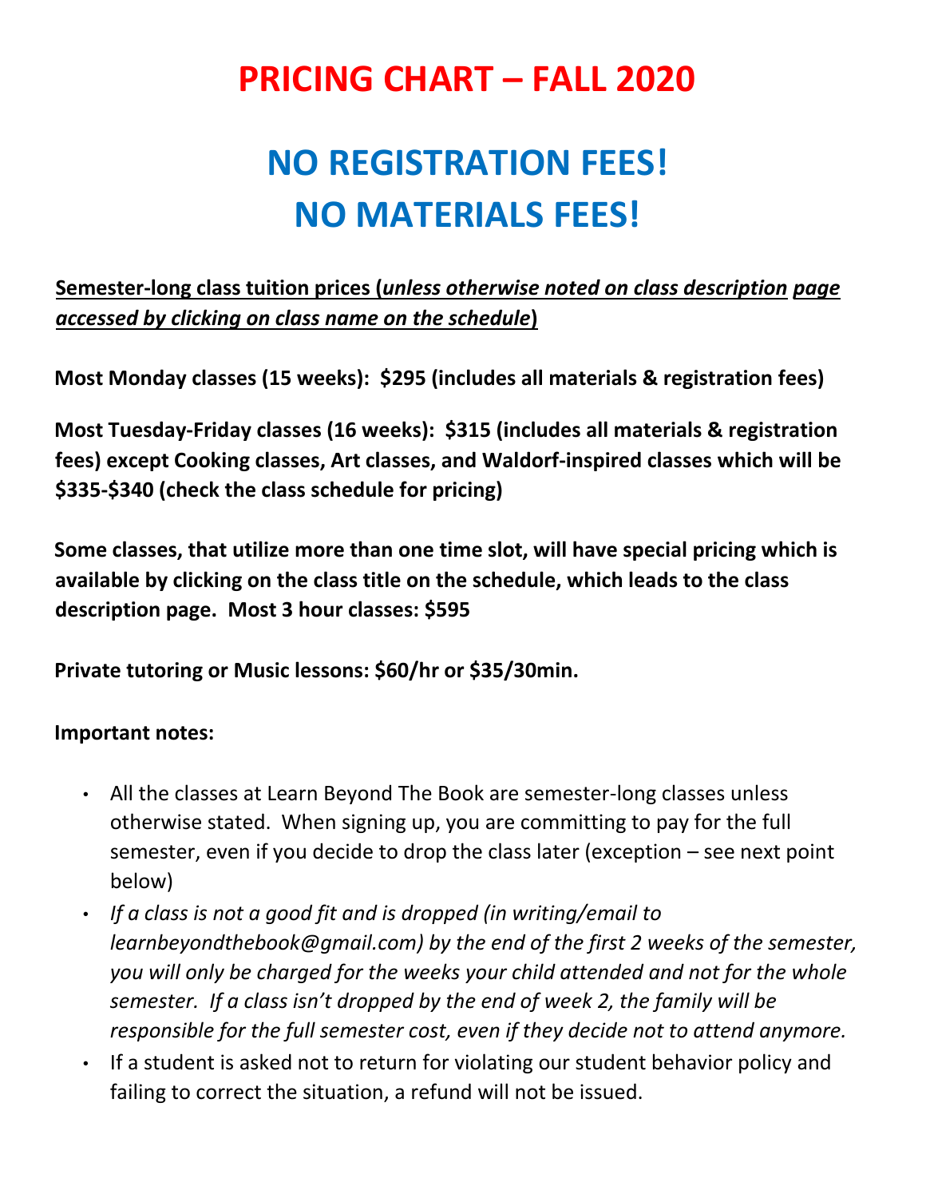# PRICING CHART – FALL 2020

## NO REGISTRATION FEES!
## NO MATERIALS FEES!

**Semester-long class tuition prices (*unless otherwise noted on class description page accessed by clicking on class name on the schedule*)**

**Most Monday classes (15 weeks): $295 (includes all materials & registration fees)**

**Most Tuesday-Friday classes (16 weeks): $315 (includes all materials & registration fees) except Cooking classes, Art classes, and Waldorf-inspired classes which will be $335-$340 (check the class schedule for pricing)**

**Some classes, that utilize more than one time slot, will have special pricing which is available by clicking on the class title on the schedule, which leads to the class description page. Most 3 hour classes: $595**

**Private tutoring or Music lessons: $60/hr or $35/30min.**

**Important notes:**

- All the classes at Learn Beyond The Book are semester-long classes unless otherwise stated. When signing up, you are committing to pay for the full semester, even if you decide to drop the class later (exception – see next point below)
- *If a class is not a good fit and is dropped (in writing/email to learnbeyondthebook@gmail.com) by the end of the first 2 weeks of the semester, you will only be charged for the weeks your child attended and not for the whole semester. If a class isn't dropped by the end of week 2, the family will be responsible for the full semester cost, even if they decide not to attend anymore.*
- If a student is asked not to return for violating our student behavior policy and failing to correct the situation, a refund will not be issued.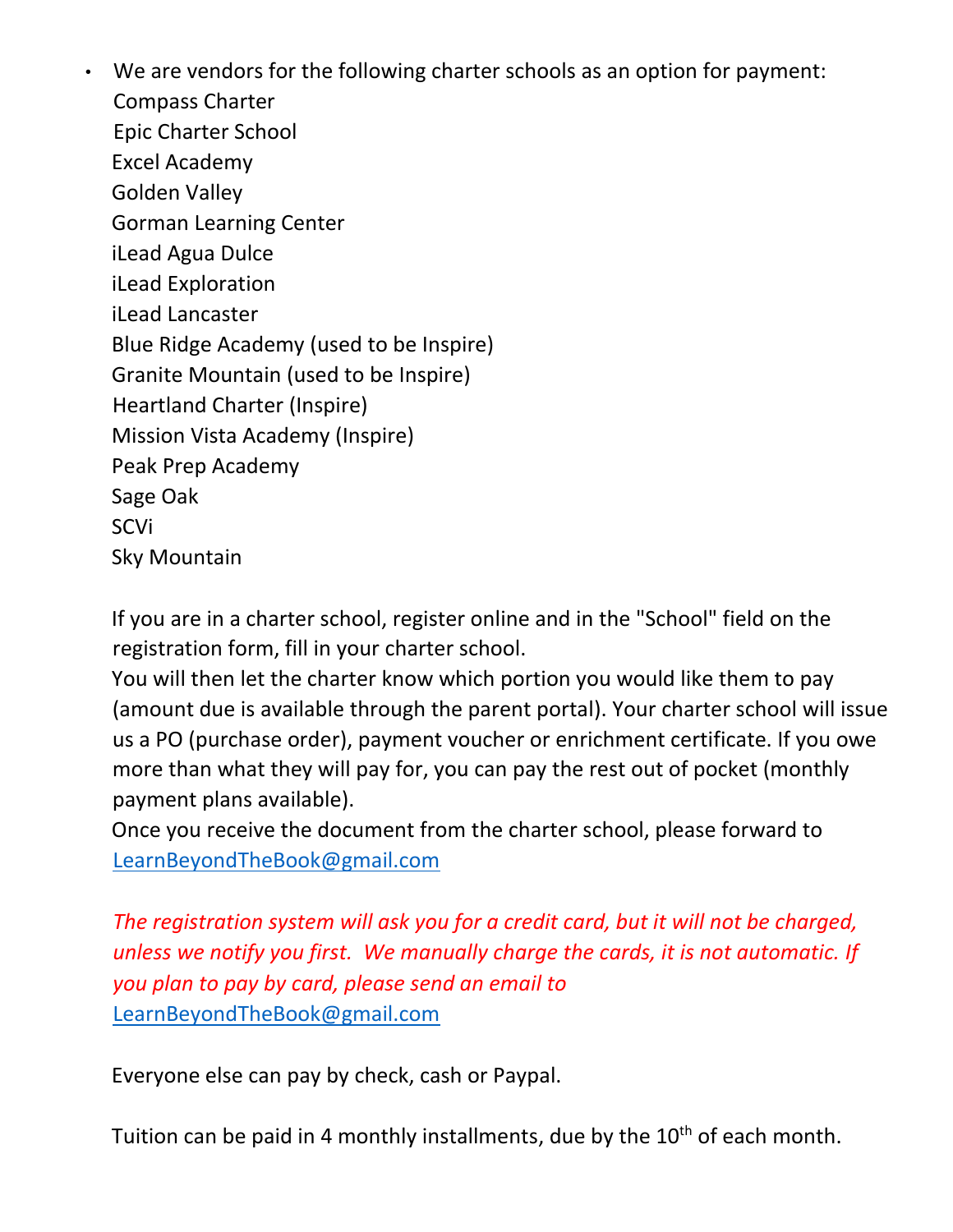- We are vendors for the following charter schools as an option for payment:
  Compass Charter
  Epic Charter School
  Excel Academy
  Golden Valley
  Gorman Learning Center
  iLead Agua Dulce
  iLead Exploration
  iLead Lancaster
  Blue Ridge Academy (used to be Inspire)
  Granite Mountain (used to be Inspire)
  Heartland Charter (Inspire)
  Mission Vista Academy (Inspire)
  Peak Prep Academy
  Sage Oak
  SCVi
  Sky Mountain

  If you are in a charter school, register online and in the "School" field on the registration form, fill in your charter school.
  You will then let the charter know which portion you would like them to pay (amount due is available through the parent portal). Your charter school will issue us a PO (purchase order), payment voucher or enrichment certificate. If you owe more than what they will pay for, you can pay the rest out of pocket (monthly payment plans available).
  Once you receive the document from the charter school, please forward to LearnBeyondTheBook@gmail.com

  *The registration system will ask you for a credit card, but it will not be charged, unless we notify you first. We manually charge the cards, it is not automatic. If you plan to pay by card, please send an email to* LearnBeyondTheBook@gmail.com

  Everyone else can pay by check, cash or Paypal.

  Tuition can be paid in 4 monthly installments, due by the 10th of each month.